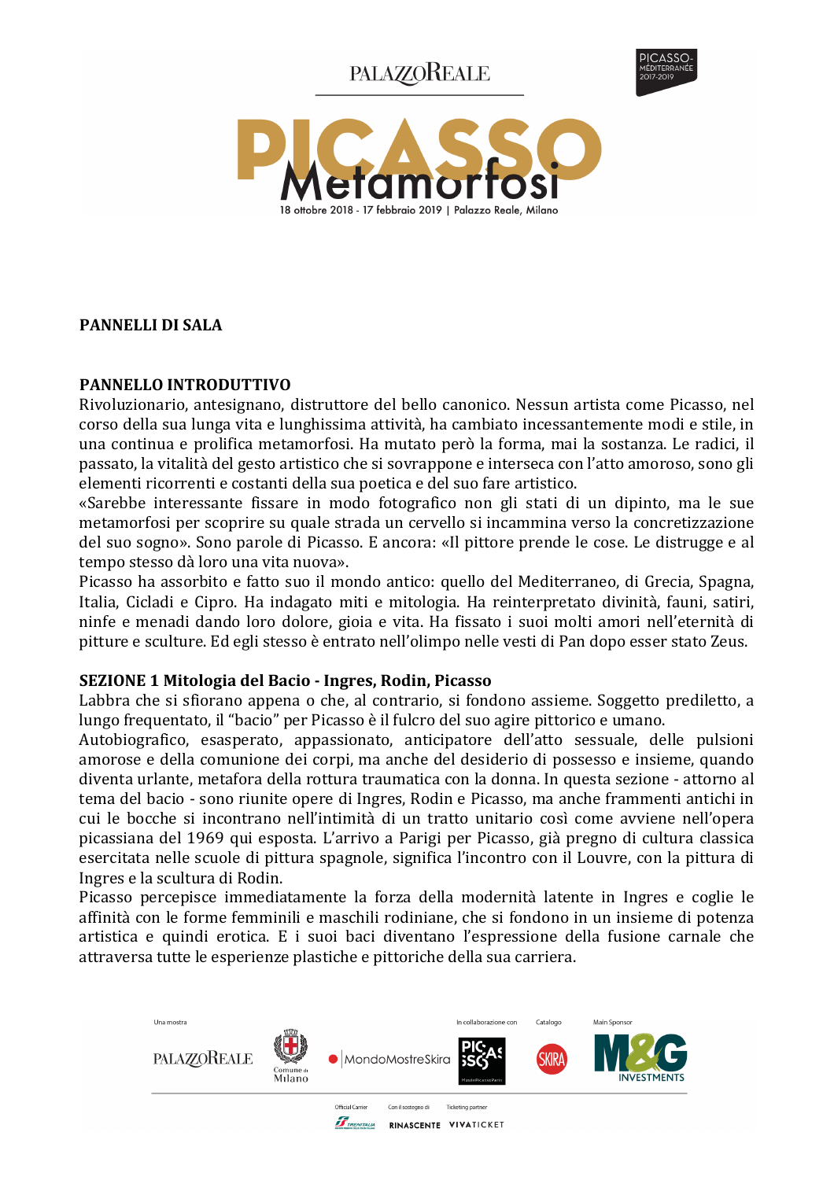# PICASSO Metamorfosi

18 ottobre 2018 - 17 febbraio 2019 | Palazzo Reale, Milano

## PANNELLI DI SALA

### PANNELLO INTRODUTTIVO

Rivoluzionario, antesignano, distruttore del bello canonico. Nessun artista come Picasso, nel corso della sua lunga vita e lunghissima attività, ha cambiato incessantemente modi e stile, in una continua e prolifica metamorfosi. Ha mutato però la forma, mai la sostanza. Le radici, il passato, la vitalità del gesto artistico che si sovrappone e interseca con l'atto amoroso, sono gli elementi ricorrenti e costanti della sua poetica e del suo fare artistico.

«Sarebbe interessante fissare in modo fotografico non gli stati di un dipinto, ma le sue metamorfosi per scoprire su quale strada un cervello si incammina verso la concretizzazione del suo sogno». Sono parole di Picasso. E ancora: «Il pittore prende le cose. Le distrugge e al tempo stesso dà loro una vita nuova».

Picasso ha assorbito e fatto suo il mondo antico: quello del Mediterraneo, di Grecia, Spagna, Italia, Cicladi e Cipro. Ha indagato miti e mitologia. Ha reinterpretato divinità, fauni, satiri, ninfe e menadi dando loro dolore, gioia e vita. Ha fissato i suoi molti amori nell'eternità di pitture e sculture. Ed egli stesso è entrato nell'olimpo nelle vesti di Pan dopo esser stato Zeus.

### SEZIONE 1 Mitologia del Bacio - Ingres, Rodin, Picasso

Labbra che si sfiorano appena o che, al contrario, si fondono assieme. Soggetto prediletto, a lungo frequentato, il "bacio" per Picasso è il fulcro del suo agire pittorico e umano.

Autobiografico, esasperato, appassionato, anticipatore dell'atto sessuale, delle pulsioni amorose e della comunione dei corpi, ma anche del desiderio di possesso e insieme, quando diventa urlante, metafora della rottura traumatica con la donna. In questa sezione - attorno al tema del bacio - sono riunite opere di Ingres, Rodin e Picasso, ma anche frammenti antichi in cui le bocche si incontrano nell'intimità di un tratto unitario così come avviene nell'opera picassiana del 1969 qui esposta. L'arrivo a Parigi per Picasso, già pregno di cultura classica esercitata nelle scuole di pittura spagnole, significa l'incontro con il Louvre, con la pittura di Ingres e la scultura di Rodin.

Picasso percepisce immediatamente la forza della modernità latente in Ingres e coglie le affinità con le forme femminili e maschili rodiniane, che si fondono in un insieme di potenza artistica e quindi erotica. E i suoi baci diventano l'espressione della fusione carnale che attraversa tutte le esperienze plastiche e pittoriche della sua carriera.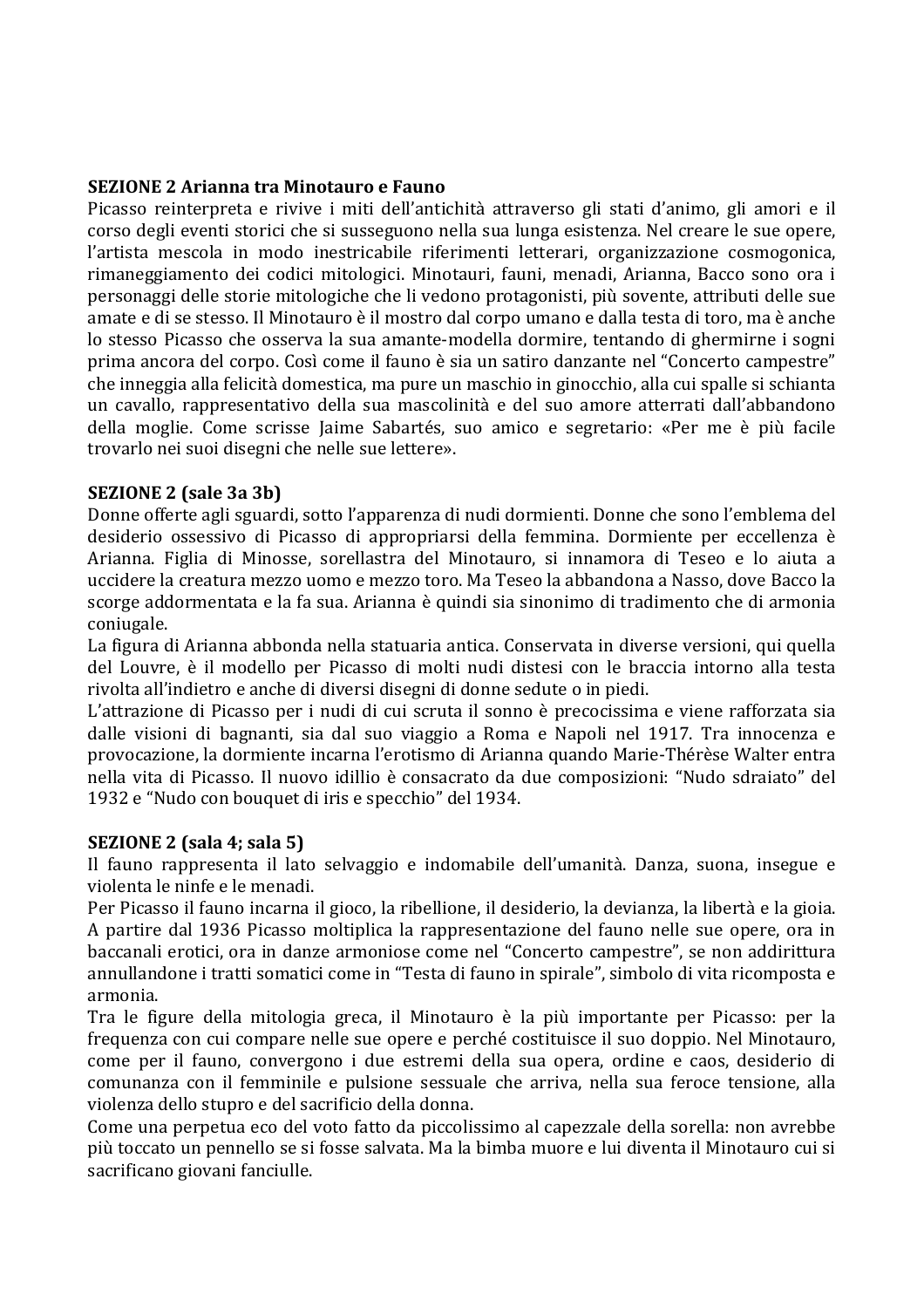**SEZIONE 2 Arianna tra Minotauro e Fauno**

Picasso reinterpreta e rivive i miti dell'antichità attraverso gli stati d'animo, gli amori e il corso degli eventi storici che si susseguono nella sua lunga esistenza. Nel creare le sue opere, l'artista mescola in modo inestricabile riferimenti letterari, organizzazione cosmogonica, rimaneggiamento dei codici mitologici. Minotauri, fauni, menadi, Arianna, Bacco sono ora i personaggi delle storie mitologiche che li vedono protagonisti, più sovente, attributi delle sue amate e di se stesso. Il Minotauro è il mostro dal corpo umano e dalla testa di toro, ma è anche lo stesso Picasso che osserva la sua amante-modella dormire, tentando di ghermirne i sogni prima ancora del corpo. Così come il fauno è sia un satiro danzante nel "Concerto campestre" che inneggia alla felicità domestica, ma pure un maschio in ginocchio, alla cui spalle si schianta un cavallo, rappresentativo della sua mascolinità e del suo amore atterrati dall'abbandono della moglie. Come scrisse Jaime Sabartés, suo amico e segretario: «Per me è più facile trovarlo nei suoi disegni che nelle sue lettere».

**SEZIONE 2 (sale 3a 3b)**

Donne offerte agli sguardi, sotto l'apparenza di nudi dormienti. Donne che sono l'emblema del desiderio ossessivo di Picasso di appropriarsi della femmina. Dormiente per eccellenza è Arianna. Figlia di Minosse, sorellastra del Minotauro, si innamora di Teseo e lo aiuta a uccidere la creatura mezzo uomo e mezzo toro. Ma Teseo la abbandona a Nasso, dove Bacco la scorge addormentata e la fa sua. Arianna è quindi sia sinonimo di tradimento che di armonia coniugale.

La figura di Arianna abbonda nella statuaria antica. Conservata in diverse versioni, qui quella del Louvre, è il modello per Picasso di molti nudi distesi con le braccia intorno alla testa rivolta all'indietro e anche di diversi disegni di donne sedute o in piedi.

L'attrazione di Picasso per i nudi di cui scruta il sonno è precocissima e viene rafforzata sia dalle visioni di bagnanti, sia dal suo viaggio a Roma e Napoli nel 1917. Tra innocenza e provocazione, la dormiente incarna l'erotismo di Arianna quando Marie-Thérèse Walter entra nella vita di Picasso. Il nuovo idillio è consacrato da due composizioni: "Nudo sdraiato" del 1932 e "Nudo con bouquet di iris e specchio" del 1934.

**SEZIONE 2 (sala 4; sala 5)**

Il fauno rappresenta il lato selvaggio e indomabile dell'umanità. Danza, suona, insegue e violenta le ninfe e le menadi.

Per Picasso il fauno incarna il gioco, la ribellione, il desiderio, la devianza, la libertà e la gioia. A partire dal 1936 Picasso moltiplica la rappresentazione del fauno nelle sue opere, ora in baccanali erotici, ora in danze armoniose come nel "Concerto campestre", se non addirittura annullandone i tratti somatici come in "Testa di fauno in spirale", simbolo di vita ricomposta e armonia.

Tra le figure della mitologia greca, il Minotauro è la più importante per Picasso: per la frequenza con cui compare nelle sue opere e perché costituisce il suo doppio. Nel Minotauro, come per il fauno, convergono i due estremi della sua opera, ordine e caos, desiderio di comunanza con il femminile e pulsione sessuale che arriva, nella sua feroce tensione, alla violenza dello stupro e del sacrificio della donna.

Come una perpetua eco del voto fatto da piccolissimo al capezzale della sorella: non avrebbe più toccato un pennello se si fosse salvata. Ma la bimba muore e lui diventa il Minotauro cui si sacrificano giovani fanciulle.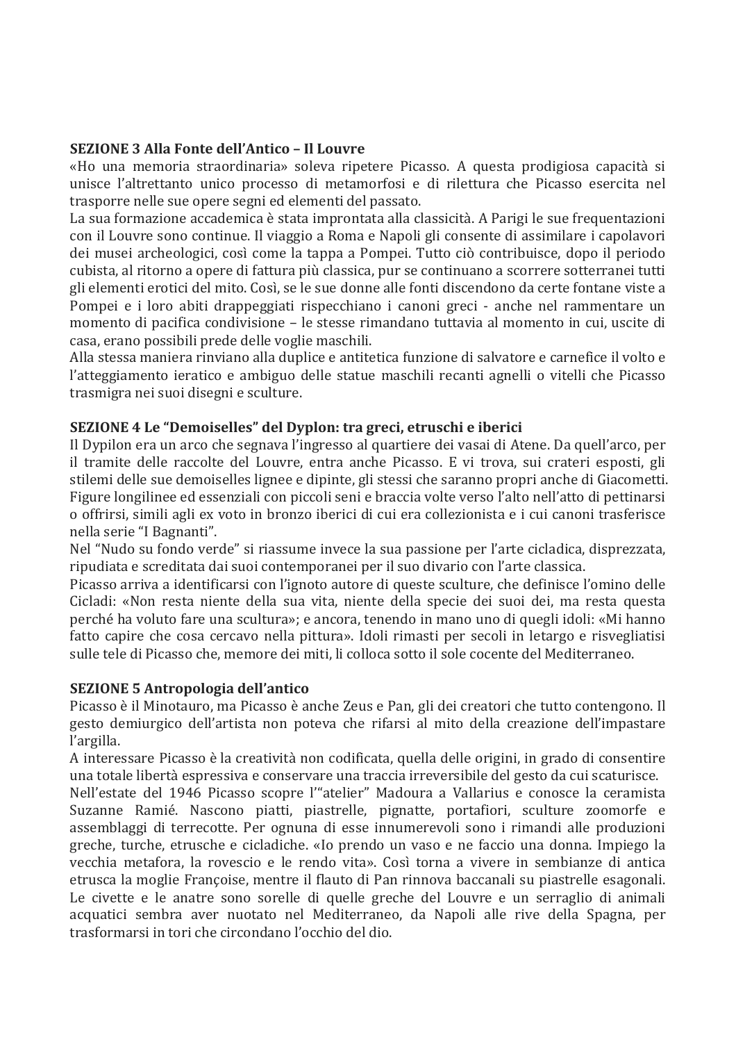**SEZIONE 3 Alla Fonte dell'Antico – Il Louvre**

«Ho una memoria straordinaria» soleva ripetere Picasso. A questa prodigiosa capacità si unisce l'altrettanto unico processo di metamorfosi e di rilettura che Picasso esercita nel trasporre nelle sue opere segni ed elementi del passato.

La sua formazione accademica è stata improntata alla classicità. A Parigi le sue frequentazioni con il Louvre sono continue. Il viaggio a Roma e Napoli gli consente di assimilare i capolavori dei musei archeologici, così come la tappa a Pompei. Tutto ciò contribuisce, dopo il periodo cubista, al ritorno a opere di fattura più classica, pur se continuano a scorrere sotterranei tutti gli elementi erotici del mito. Così, se le sue donne alle fonti discendono da certe fontane viste a Pompei e i loro abiti drappeggiati rispecchiano i canoni greci - anche nel rammentare un momento di pacifica condivisione – le stesse rimandano tuttavia al momento in cui, uscite di casa, erano possibili prede delle voglie maschili.

Alla stessa maniera rinviano alla duplice e antitetica funzione di salvatore e carnefice il volto e l'atteggiamento ieratico e ambiguo delle statue maschili recanti agnelli o vitelli che Picasso trasmigra nei suoi disegni e sculture.

**SEZIONE 4 Le "Demoiselles" del Dyplon: tra greci, etruschi e iberici**

Il Dypilon era un arco che segnava l'ingresso al quartiere dei vasai di Atene. Da quell'arco, per il tramite delle raccolte del Louvre, entra anche Picasso. E vi trova, sui crateri esposti, gli stilemi delle sue demoiselles lignee e dipinte, gli stessi che saranno propri anche di Giacometti. Figure longilinee ed essenziali con piccoli seni e braccia volte verso l'alto nell'atto di pettinarsi o offrirsi, simili agli ex voto in bronzo iberici di cui era collezionista e i cui canoni trasferisce nella serie "I Bagnanti".

Nel "Nudo su fondo verde" si riassume invece la sua passione per l'arte cicladica, disprezzata, ripudiata e screditata dai suoi contemporanei per il suo divario con l'arte classica.

Picasso arriva a identificarsi con l'ignoto autore di queste sculture, che definisce l'omino delle Cicladi: «Non resta niente della sua vita, niente della specie dei suoi dei, ma resta questa perché ha voluto fare una scultura»; e ancora, tenendo in mano uno di quegli idoli: «Mi hanno fatto capire che cosa cercavo nella pittura». Idoli rimasti per secoli in letargo e risvegliatisi sulle tele di Picasso che, memore dei miti, li colloca sotto il sole cocente del Mediterraneo.

**SEZIONE 5 Antropologia dell'antico**

Picasso è il Minotauro, ma Picasso è anche Zeus e Pan, gli dei creatori che tutto contengono. Il gesto demiurgico dell'artista non poteva che rifarsi al mito della creazione dell'impastare l'argilla.

A interessare Picasso è la creatività non codificata, quella delle origini, in grado di consentire una totale libertà espressiva e conservare una traccia irreversibile del gesto da cui scaturisce.

Nell'estate del 1946 Picasso scopre l'"atelier" Madoura a Vallarius e conosce la ceramista Suzanne Ramié. Nascono piatti, piastrelle, pignatte, portafiori, sculture zoomorfe e assemblaggi di terrecotte. Per ognuna di esse innumerevoli sono i rimandi alle produzioni greche, turche, etrusche e cicladiche. «Io prendo un vaso e ne faccio una donna. Impiego la vecchia metafora, la rovescio e le rendo vita». Così torna a vivere in sembianze di antica etrusca la moglie Françoise, mentre il flauto di Pan rinnova baccanali su piastrelle esagonali. Le civette e le anatre sono sorelle di quelle greche del Louvre e un serraglio di animali acquatici sembra aver nuotato nel Mediterraneo, da Napoli alle rive della Spagna, per trasformarsi in tori che circondano l'occhio del dio.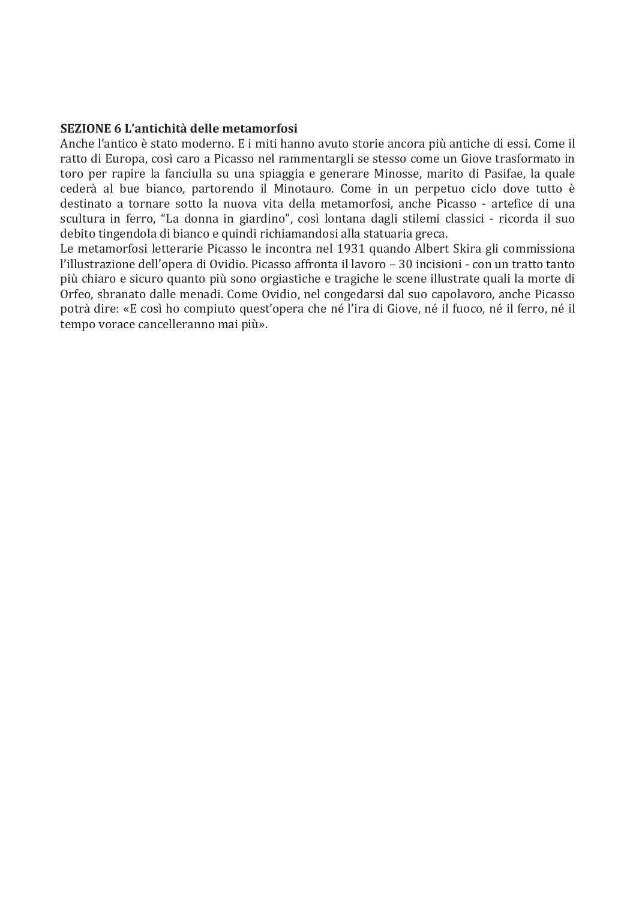**SEZIONE 6 L'antichità delle metamorfosi**

Anche l'antico è stato moderno. E i miti hanno avuto storie ancora più antiche di essi. Come il ratto di Europa, così caro a Picasso nel rammentargli se stesso come un Giove trasformato in toro per rapire la fanciulla su una spiaggia e generare Minosse, marito di Pasifae, la quale cederà al bue bianco, partorendo il Minotauro. Come in un perpetuo ciclo dove tutto è destinato a tornare sotto la nuova vita della metamorfosi, anche Picasso - artefice di una scultura in ferro, "La donna in giardino", così lontana dagli stilemi classici - ricorda il suo debito tingendola di bianco e quindi richiamandosi alla statuaria greca.

Le metamorfosi letterarie Picasso le incontra nel 1931 quando Albert Skira gli commissiona l'illustrazione dell'opera di Ovidio. Picasso affronta il lavoro – 30 incisioni - con un tratto tanto più chiaro e sicuro quanto più sono orgiastiche e tragiche le scene illustrate quali la morte di Orfeo, sbranato dalle menadi. Come Ovidio, nel congedarsi dal suo capolavoro, anche Picasso potrà dire: «E così ho compiuto quest'opera che né l'ira di Giove, né il fuoco, né il ferro, né il tempo vorace cancelleranno mai più».